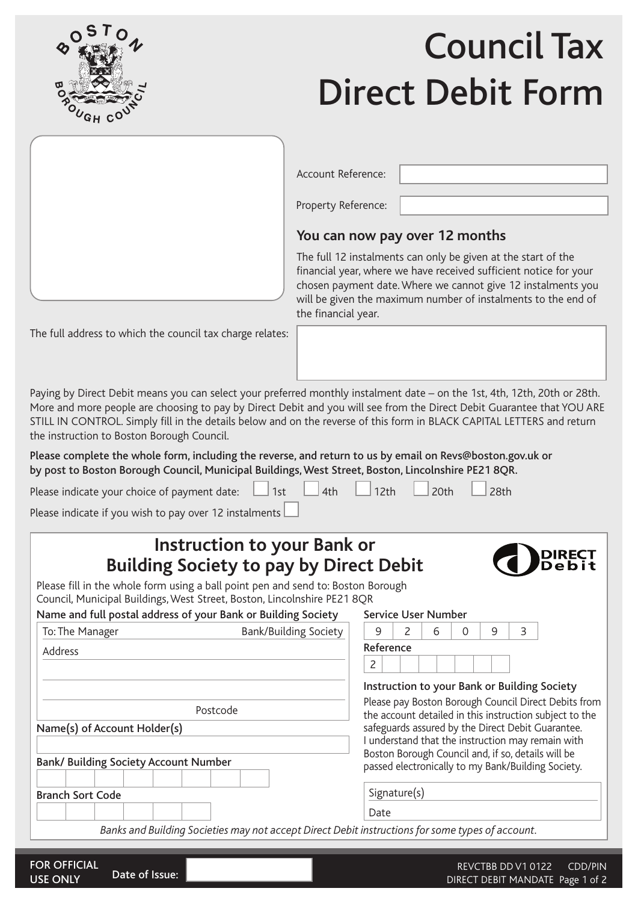BOSTON BOROUGH COUNCIL

# Council Tax Direct Debit Form

Account Reference:

Property Reference:

### You can now pay over 12 months

The full 12 instalments can only be given at the start of the financial year, where we have received sufficient notice for your chosen payment date. Where we cannot give 12 instalments you will be given the maximum number of instalments to the end of the financial year.

The full address to which the council tax charge relates:

Paying by Direct Debit means you can select your preferred monthly instalment date – on the 1st, 4th, 12th, 20th or 28th. More and more people are choosing to pay by Direct Debit and you will see from the Direct Debit Guarantee that YOU ARE STILL IN CONTROL. Simply fill in the details below and on the reverse of this form in BLACK CAPITAL LETTERS and return the instruction to Boston Borough Council.

**Please complete the whole form, including the reverse, and return to us by email on Revs@boston.gov.uk or by post to Boston Borough Council, Municipal Buildings, West Street, Boston, Lincolnshire PE21 8QR.**

Please indicate your choice of payment date: ☐ 1st ☐ 4th ☐ 12th ☐ 20th ☐ 28th

Please indicate if you wish to pay over 12 instalments ☐

## Instruction to your Bank or Building Society to pay by Direct Debit

DIRECT Debit

Please fill in the whole form using a ball point pen and send to: Boston Borough Council, Municipal Buildings, West Street, Boston, Lincolnshire PE21 8QR

**Name and full postal address of your Bank or Building Society**

To: The Manager Bank/Building Society

Address

Postcode

**Name(s) of Account Holder(s)**

**Bank/ Building Society Account Number**

**Branch Sort Code**

**Service User Number**

| 9 | 2 | 6 | 0 | 9 | 3 |
|---|---|---|---|---|---|

**Reference**

| 2 | | | | | | | |
|---|---|---|---|---|---|---|---|

**Instruction to your Bank or Building Society**

Please pay Boston Borough Council Direct Debits from the account detailed in this instruction subject to the safeguards assured by the Direct Debit Guarantee. I understand that the instruction may remain with Boston Borough Council and, if so, details will be passed electronically to my Bank/Building Society.

Signature(s)

Date

*Banks and Building Societies may not accept Direct Debit instructions for some types of account.*

**FOR OFFICIAL USE ONLY** Date of Issue:

REVCTBB DD V1 0122 CDD/PIN

DIRECT DEBIT MANDATE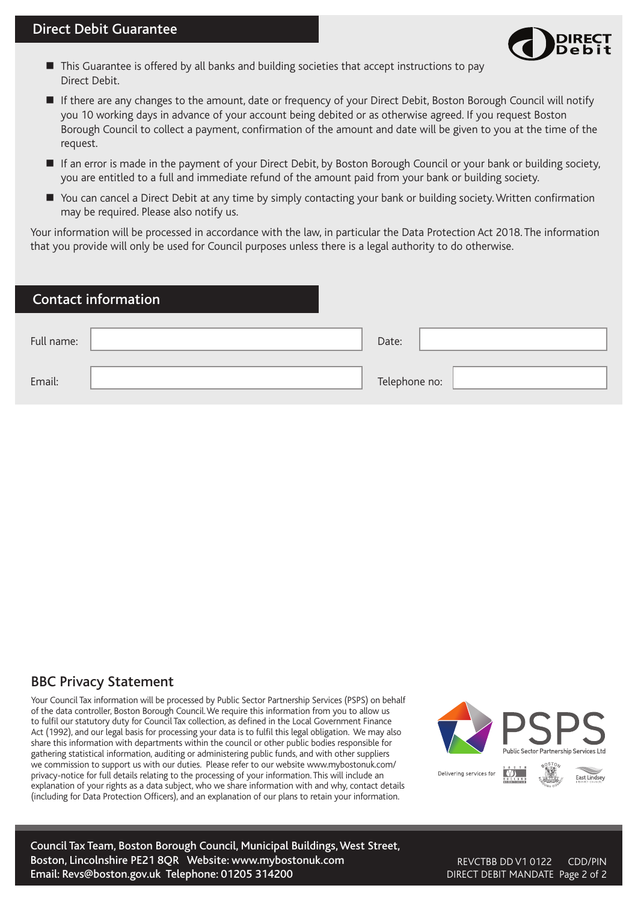## Direct Debit Guarantee

- This Guarantee is offered by all banks and building societies that accept instructions to pay Direct Debit.
- If there are any changes to the amount, date or frequency of your Direct Debit, Boston Borough Council will notify you 10 working days in advance of your account being debited or as otherwise agreed. If you request Boston Borough Council to collect a payment, confirmation of the amount and date will be given to you at the time of the request.
- If an error is made in the payment of your Direct Debit, by Boston Borough Council or your bank or building society, you are entitled to a full and immediate refund of the amount paid from your bank or building society.
- You can cancel a Direct Debit at any time by simply contacting your bank or building society. Written confirmation may be required. Please also notify us.

Your information will be processed in accordance with the law, in particular the Data Protection Act 2018. The information that you provide will only be used for Council purposes unless there is a legal authority to do otherwise.

## Contact information

| | | | |
|---|---|---|---|
| Full name: | | Date: | |
| Email: | | Telephone no: | |

### BBC Privacy Statement

Your Council Tax information will be processed by Public Sector Partnership Services (PSPS) on behalf of the data controller, Boston Borough Council. We require this information from you to allow us to fulfil our statutory duty for Council Tax collection, as defined in the Local Government Finance Act (1992), and our legal basis for processing your data is to fulfil this legal obligation. We may also share this information with departments within the council or other public bodies responsible for gathering statistical information, auditing or administering public funds, and with other suppliers we commission to support us with our duties. Please refer to our website www.mybostonuk.com/privacy-notice for full details relating to the processing of your information. This will include an explanation of your rights as a data subject, who we share information with and why, contact details (including for Data Protection Officers), and an explanation of our plans to retain your information.

PSPS
Public Sector Partnership Services Ltd
Delivering services for South Holland, Boston, East Lindsey

**Council Tax Team, Boston Borough Council, Municipal Buildings, West Street, Boston, Lincolnshire PE21 8QR Website: www.mybostonuk.com**
**Email: Revs@boston.gov.uk Telephone: 01205 314200**

REVCTBB DD V1 0122 CDD/PIN
DIRECT DEBIT MANDATE